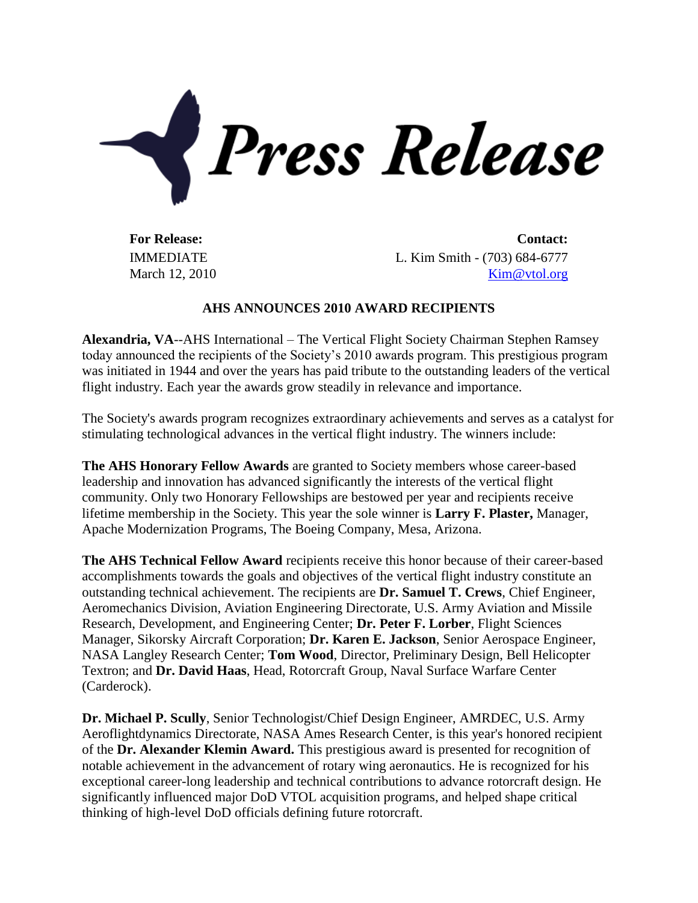# Press Release

| **For Release:** | **Contact:** |
| --- | --- |
| IMMEDIATE | L. Kim Smith - (703) 684-6777 |
| March 12, 2010 | Kim@vtol.org |

## AHS ANNOUNCES 2010 AWARD RECIPIENTS

**Alexandria, VA**--AHS International – The Vertical Flight Society Chairman Stephen Ramsey today announced the recipients of the Society's 2010 awards program. This prestigious program was initiated in 1944 and over the years has paid tribute to the outstanding leaders of the vertical flight industry. Each year the awards grow steadily in relevance and importance.

The Society's awards program recognizes extraordinary achievements and serves as a catalyst for stimulating technological advances in the vertical flight industry. The winners include:

**The AHS Honorary Fellow Awards** are granted to Society members whose career-based leadership and innovation has advanced significantly the interests of the vertical flight community. Only two Honorary Fellowships are bestowed per year and recipients receive lifetime membership in the Society. This year the sole winner is **Larry F. Plaster,** Manager, Apache Modernization Programs, The Boeing Company, Mesa, Arizona.

**The AHS Technical Fellow Award** recipients receive this honor because of their career-based accomplishments towards the goals and objectives of the vertical flight industry constitute an outstanding technical achievement. The recipients are **Dr. Samuel T. Crews**, Chief Engineer, Aeromechanics Division, Aviation Engineering Directorate, U.S. Army Aviation and Missile Research, Development, and Engineering Center; **Dr. Peter F. Lorber**, Flight Sciences Manager, Sikorsky Aircraft Corporation; **Dr. Karen E. Jackson**, Senior Aerospace Engineer, NASA Langley Research Center; **Tom Wood**, Director, Preliminary Design, Bell Helicopter Textron; and **Dr. David Haas**, Head, Rotorcraft Group, Naval Surface Warfare Center (Carderock).

**Dr. Michael P. Scully**, Senior Technologist/Chief Design Engineer, AMRDEC, U.S. Army Aeroflightdynamics Directorate, NASA Ames Research Center, is this year's honored recipient of the **Dr. Alexander Klemin Award.** This prestigious award is presented for recognition of notable achievement in the advancement of rotary wing aeronautics. He is recognized for his exceptional career-long leadership and technical contributions to advance rotorcraft design. He significantly influenced major DoD VTOL acquisition programs, and helped shape critical thinking of high-level DoD officials defining future rotorcraft.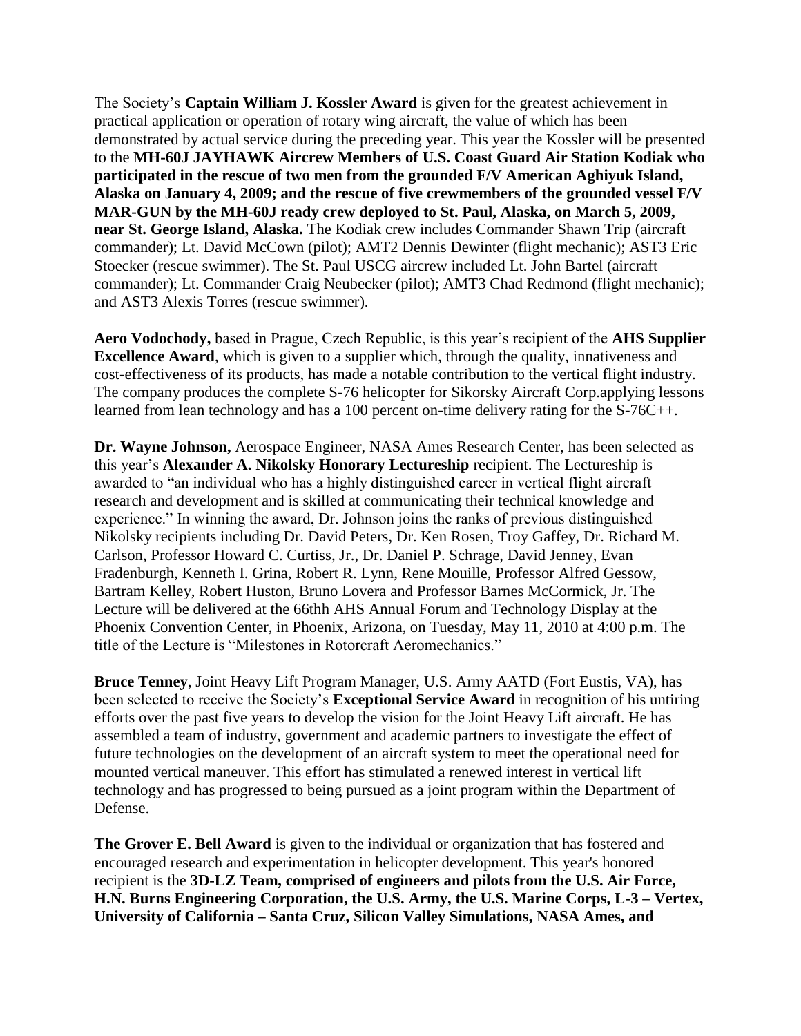The Society's **Captain William J. Kossler Award** is given for the greatest achievement in practical application or operation of rotary wing aircraft, the value of which has been demonstrated by actual service during the preceding year. This year the Kossler will be presented to the **MH-60J JAYHAWK Aircrew Members of U.S. Coast Guard Air Station Kodiak who participated in the rescue of two men from the grounded F/V American Aghiyuk Island, Alaska on January 4, 2009; and the rescue of five crewmembers of the grounded vessel F/V MAR-GUN by the MH-60J ready crew deployed to St. Paul, Alaska, on March 5, 2009, near St. George Island, Alaska.** The Kodiak crew includes Commander Shawn Trip (aircraft commander); Lt. David McCown (pilot); AMT2 Dennis Dewinter (flight mechanic); AST3 Eric Stoecker (rescue swimmer). The St. Paul USCG aircrew included Lt. John Bartel (aircraft commander); Lt. Commander Craig Neubecker (pilot); AMT3 Chad Redmond (flight mechanic); and AST3 Alexis Torres (rescue swimmer).

**Aero Vodochody,** based in Prague, Czech Republic, is this year's recipient of the **AHS Supplier Excellence Award**, which is given to a supplier which, through the quality, innativeness and cost-effectiveness of its products, has made a notable contribution to the vertical flight industry. The company produces the complete S-76 helicopter for Sikorsky Aircraft Corp.applying lessons learned from lean technology and has a 100 percent on-time delivery rating for the S-76C++.

**Dr. Wayne Johnson,** Aerospace Engineer, NASA Ames Research Center, has been selected as this year's **Alexander A. Nikolsky Honorary Lectureship** recipient. The Lectureship is awarded to "an individual who has a highly distinguished career in vertical flight aircraft research and development and is skilled at communicating their technical knowledge and experience." In winning the award, Dr. Johnson joins the ranks of previous distinguished Nikolsky recipients including Dr. David Peters, Dr. Ken Rosen, Troy Gaffey, Dr. Richard M. Carlson, Professor Howard C. Curtiss, Jr., Dr. Daniel P. Schrage, David Jenney, Evan Fradenburgh, Kenneth I. Grina, Robert R. Lynn, Rene Mouille, Professor Alfred Gessow, Bartram Kelley, Robert Huston, Bruno Lovera and Professor Barnes McCormick, Jr. The Lecture will be delivered at the 66thh AHS Annual Forum and Technology Display at the Phoenix Convention Center, in Phoenix, Arizona, on Tuesday, May 11, 2010 at 4:00 p.m. The title of the Lecture is "Milestones in Rotorcraft Aeromechanics."

**Bruce Tenney**, Joint Heavy Lift Program Manager, U.S. Army AATD (Fort Eustis, VA), has been selected to receive the Society's **Exceptional Service Award** in recognition of his untiring efforts over the past five years to develop the vision for the Joint Heavy Lift aircraft. He has assembled a team of industry, government and academic partners to investigate the effect of future technologies on the development of an aircraft system to meet the operational need for mounted vertical maneuver. This effort has stimulated a renewed interest in vertical lift technology and has progressed to being pursued as a joint program within the Department of Defense.

**The Grover E. Bell Award** is given to the individual or organization that has fostered and encouraged research and experimentation in helicopter development. This year's honored recipient is the **3D-LZ Team, comprised of engineers and pilots from the U.S. Air Force, H.N. Burns Engineering Corporation, the U.S. Army, the U.S. Marine Corps, L-3 – Vertex, University of California – Santa Cruz, Silicon Valley Simulations, NASA Ames, and**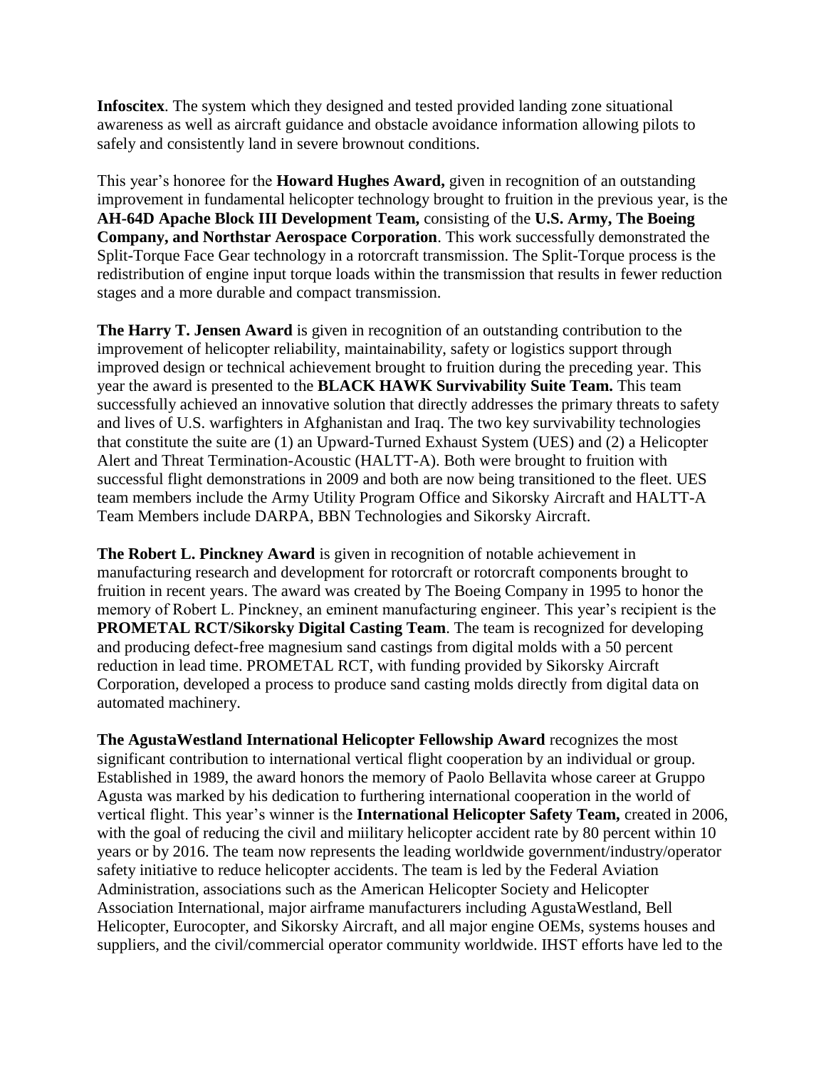**Infoscitex**. The system which they designed and tested provided landing zone situational awareness as well as aircraft guidance and obstacle avoidance information allowing pilots to safely and consistently land in severe brownout conditions.

This year's honoree for the **Howard Hughes Award,** given in recognition of an outstanding improvement in fundamental helicopter technology brought to fruition in the previous year, is the **AH-64D Apache Block III Development Team,** consisting of the **U.S. Army, The Boeing Company, and Northstar Aerospace Corporation**. This work successfully demonstrated the Split-Torque Face Gear technology in a rotorcraft transmission. The Split-Torque process is the redistribution of engine input torque loads within the transmission that results in fewer reduction stages and a more durable and compact transmission.

**The Harry T. Jensen Award** is given in recognition of an outstanding contribution to the improvement of helicopter reliability, maintainability, safety or logistics support through improved design or technical achievement brought to fruition during the preceding year. This year the award is presented to the **BLACK HAWK Survivability Suite Team.** This team successfully achieved an innovative solution that directly addresses the primary threats to safety and lives of U.S. warfighters in Afghanistan and Iraq. The two key survivability technologies that constitute the suite are (1) an Upward-Turned Exhaust System (UES) and (2) a Helicopter Alert and Threat Termination-Acoustic (HALTT-A). Both were brought to fruition with successful flight demonstrations in 2009 and both are now being transitioned to the fleet. UES team members include the Army Utility Program Office and Sikorsky Aircraft and HALTT-A Team Members include DARPA, BBN Technologies and Sikorsky Aircraft.

**The Robert L. Pinckney Award** is given in recognition of notable achievement in manufacturing research and development for rotorcraft or rotorcraft components brought to fruition in recent years. The award was created by The Boeing Company in 1995 to honor the memory of Robert L. Pinckney, an eminent manufacturing engineer. This year's recipient is the **PROMETAL RCT/Sikorsky Digital Casting Team**. The team is recognized for developing and producing defect-free magnesium sand castings from digital molds with a 50 percent reduction in lead time. PROMETAL RCT, with funding provided by Sikorsky Aircraft Corporation, developed a process to produce sand casting molds directly from digital data on automated machinery.

**The AgustaWestland International Helicopter Fellowship Award** recognizes the most significant contribution to international vertical flight cooperation by an individual or group. Established in 1989, the award honors the memory of Paolo Bellavita whose career at Gruppo Agusta was marked by his dedication to furthering international cooperation in the world of vertical flight. This year's winner is the **International Helicopter Safety Team,** created in 2006, with the goal of reducing the civil and miilitary helicopter accident rate by 80 percent within 10 years or by 2016. The team now represents the leading worldwide government/industry/operator safety initiative to reduce helicopter accidents. The team is led by the Federal Aviation Administration, associations such as the American Helicopter Society and Helicopter Association International, major airframe manufacturers including AgustaWestland, Bell Helicopter, Eurocopter, and Sikorsky Aircraft, and all major engine OEMs, systems houses and suppliers, and the civil/commercial operator community worldwide. IHST efforts have led to the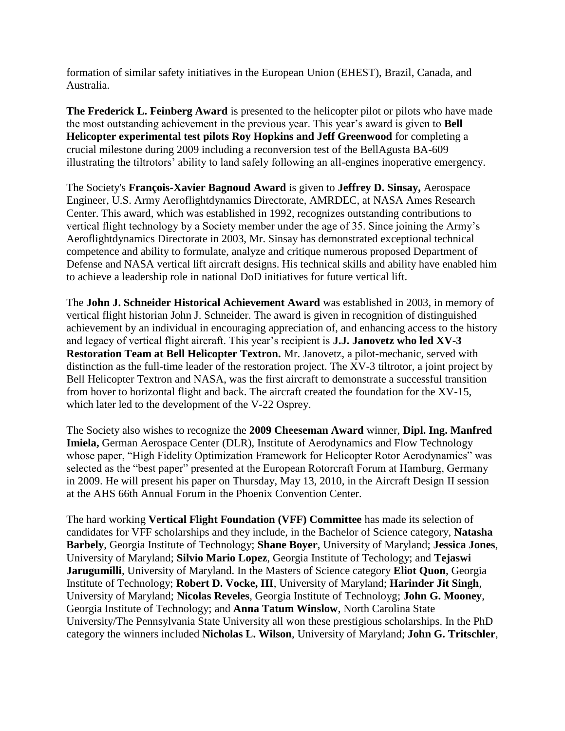formation of similar safety initiatives in the European Union (EHEST), Brazil, Canada, and Australia.

**The Frederick L. Feinberg Award** is presented to the helicopter pilot or pilots who have made the most outstanding achievement in the previous year. This year's award is given to **Bell Helicopter experimental test pilots Roy Hopkins and Jeff Greenwood** for completing a crucial milestone during 2009 including a reconversion test of the BellAgusta BA-609 illustrating the tiltrotors' ability to land safely following an all-engines inoperative emergency.

The Society's **François-Xavier Bagnoud Award** is given to **Jeffrey D. Sinsay,** Aerospace Engineer, U.S. Army Aeroflightdynamics Directorate, AMRDEC, at NASA Ames Research Center. This award, which was established in 1992, recognizes outstanding contributions to vertical flight technology by a Society member under the age of 35. Since joining the Army's Aeroflightdynamics Directorate in 2003, Mr. Sinsay has demonstrated exceptional technical competence and ability to formulate, analyze and critique numerous proposed Department of Defense and NASA vertical lift aircraft designs. His technical skills and ability have enabled him to achieve a leadership role in national DoD initiatives for future vertical lift.

The **John J. Schneider Historical Achievement Award** was established in 2003, in memory of vertical flight historian John J. Schneider. The award is given in recognition of distinguished achievement by an individual in encouraging appreciation of, and enhancing access to the history and legacy of vertical flight aircraft. This year's recipient is **J.J. Janovetz who led XV-3 Restoration Team at Bell Helicopter Textron.** Mr. Janovetz, a pilot-mechanic, served with distinction as the full-time leader of the restoration project. The XV-3 tiltrotor, a joint project by Bell Helicopter Textron and NASA, was the first aircraft to demonstrate a successful transition from hover to horizontal flight and back. The aircraft created the foundation for the XV-15, which later led to the development of the V-22 Osprey.

The Society also wishes to recognize the **2009 Cheeseman Award** winner, **Dipl. Ing. Manfred Imiela,** German Aerospace Center (DLR), Institute of Aerodynamics and Flow Technology whose paper, "High Fidelity Optimization Framework for Helicopter Rotor Aerodynamics" was selected as the "best paper" presented at the European Rotorcraft Forum at Hamburg, Germany in 2009. He will present his paper on Thursday, May 13, 2010, in the Aircraft Design II session at the AHS 66th Annual Forum in the Phoenix Convention Center.

The hard working **Vertical Flight Foundation (VFF) Committee** has made its selection of candidates for VFF scholarships and they include, in the Bachelor of Science category, **Natasha Barbely**, Georgia Institute of Technology; **Shane Boyer**, University of Maryland; **Jessica Jones**, University of Maryland; **Silvio Mario Lopez**, Georgia Institute of Techology; and **Tejaswi Jarugumilli**, University of Maryland. In the Masters of Science category **Eliot Quon**, Georgia Institute of Technology; **Robert D. Vocke, III**, University of Maryland; **Harinder Jit Singh**, University of Maryland; **Nicolas Reveles**, Georgia Institute of Technoloyg; **John G. Mooney**, Georgia Institute of Technology; and **Anna Tatum Winslow**, North Carolina State University/The Pennsylvania State University all won these prestigious scholarships. In the PhD category the winners included **Nicholas L. Wilson**, University of Maryland; **John G. Tritschler**,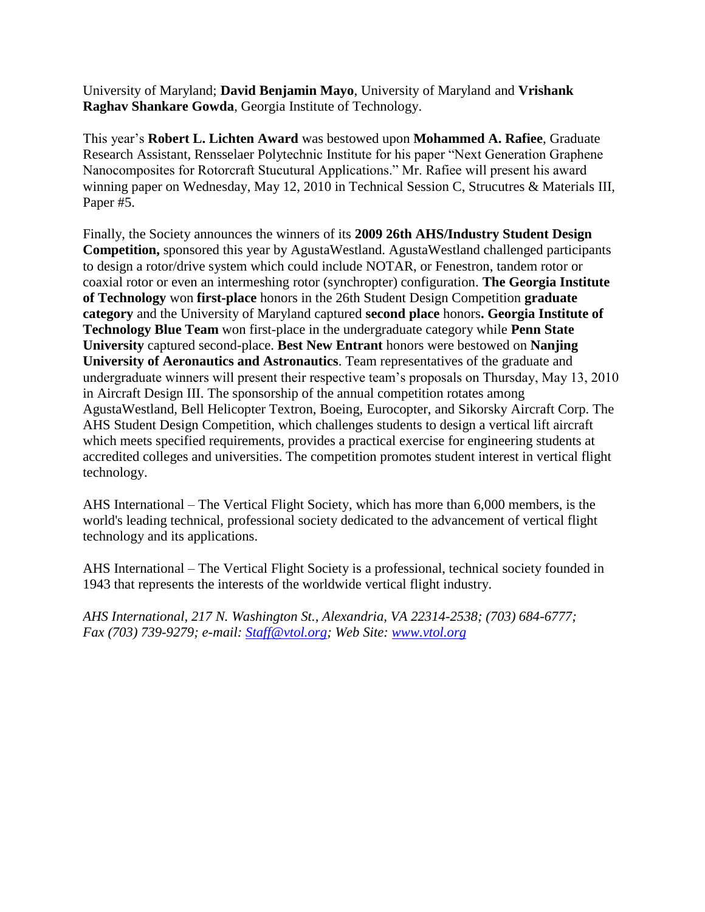University of Maryland; **David Benjamin Mayo**, University of Maryland and **Vrishank Raghav Shankare Gowda**, Georgia Institute of Technology.

This year's **Robert L. Lichten Award** was bestowed upon **Mohammed A. Rafiee**, Graduate Research Assistant, Rensselaer Polytechnic Institute for his paper "Next Generation Graphene Nanocomposites for Rotorcraft Stucutural Applications." Mr. Rafiee will present his award winning paper on Wednesday, May 12, 2010 in Technical Session C, Strucutres & Materials III, Paper #5.

Finally, the Society announces the winners of its **2009 26th AHS/Industry Student Design Competition,** sponsored this year by AgustaWestland. AgustaWestland challenged participants to design a rotor/drive system which could include NOTAR, or Fenestron, tandem rotor or coaxial rotor or even an intermeshing rotor (synchropter) configuration. **The Georgia Institute of Technology** won **first-place** honors in the 26th Student Design Competition **graduate category** and the University of Maryland captured **second place** honors**. Georgia Institute of Technology Blue Team** won first-place in the undergraduate category while **Penn State University** captured second-place. **Best New Entrant** honors were bestowed on **Nanjing University of Aeronautics and Astronautics**. Team representatives of the graduate and undergraduate winners will present their respective team's proposals on Thursday, May 13, 2010 in Aircraft Design III. The sponsorship of the annual competition rotates among AgustaWestland, Bell Helicopter Textron, Boeing, Eurocopter, and Sikorsky Aircraft Corp. The AHS Student Design Competition, which challenges students to design a vertical lift aircraft which meets specified requirements, provides a practical exercise for engineering students at accredited colleges and universities. The competition promotes student interest in vertical flight technology.

AHS International – The Vertical Flight Society, which has more than 6,000 members, is the world's leading technical, professional society dedicated to the advancement of vertical flight technology and its applications.

AHS International – The Vertical Flight Society is a professional, technical society founded in 1943 that represents the interests of the worldwide vertical flight industry.

*AHS International, 217 N. Washington St., Alexandria, VA 22314-2538; (703) 684-6777; Fax (703) 739-9279; e-mail: Staff@vtol.org; Web Site: www.vtol.org*